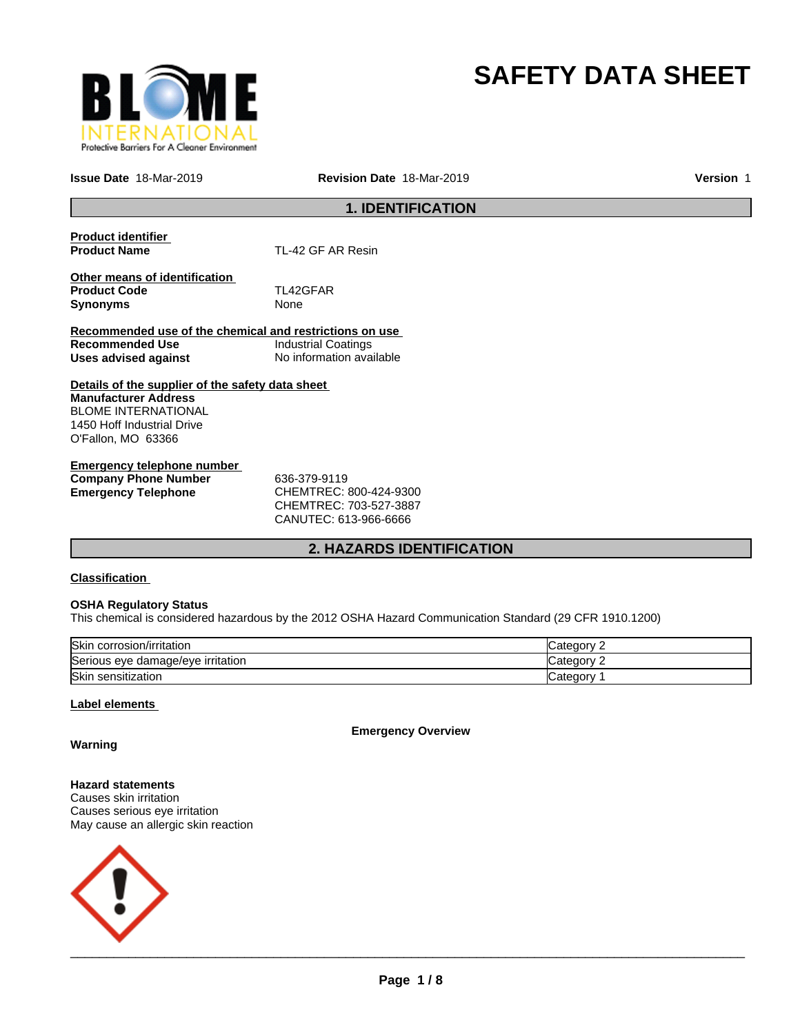# SAFETY DATA SHEET

**Issue Date** 18-Mar-2019 **Revision Date** 18-Mar-2019 **Version** 1

## 1. IDENTIFICATION

**Product identifier**

**Product Name** TL-42 GF AR Resin

**Other means of identification**

**Product Code** TL42GFAR

**Synonyms** None

**Recommended use of the chemical and restrictions on use**

**Recommended Use** Industrial Coatings

**Uses advised against** No information available

**Details of the supplier of the safety data sheet**

**Manufacturer Address**
BLOME INTERNATIONAL
1450 Hoff Industrial Drive
O'Fallon, MO 63366

**Emergency telephone number**

**Company Phone Number** 636-379-9119

**Emergency Telephone** CHEMTREC: 800-424-9300
CHEMTREC: 703-527-3887
CANUTEC: 613-966-6666

## 2. HAZARDS IDENTIFICATION

**Classification**

**OSHA Regulatory Status**
This chemical is considered hazardous by the 2012 OSHA Hazard Communication Standard (29 CFR 1910.1200)

| | |
|---|---|
| Skin corrosion/irritation | Category 2 |
| Serious eye damage/eye irritation | Category 2 |
| Skin sensitization | Category 1 |

**Label elements**

**Emergency Overview**

**Warning**

**Hazard statements**
Causes skin irritation
Causes serious eye irritation
May cause an allergic skin reaction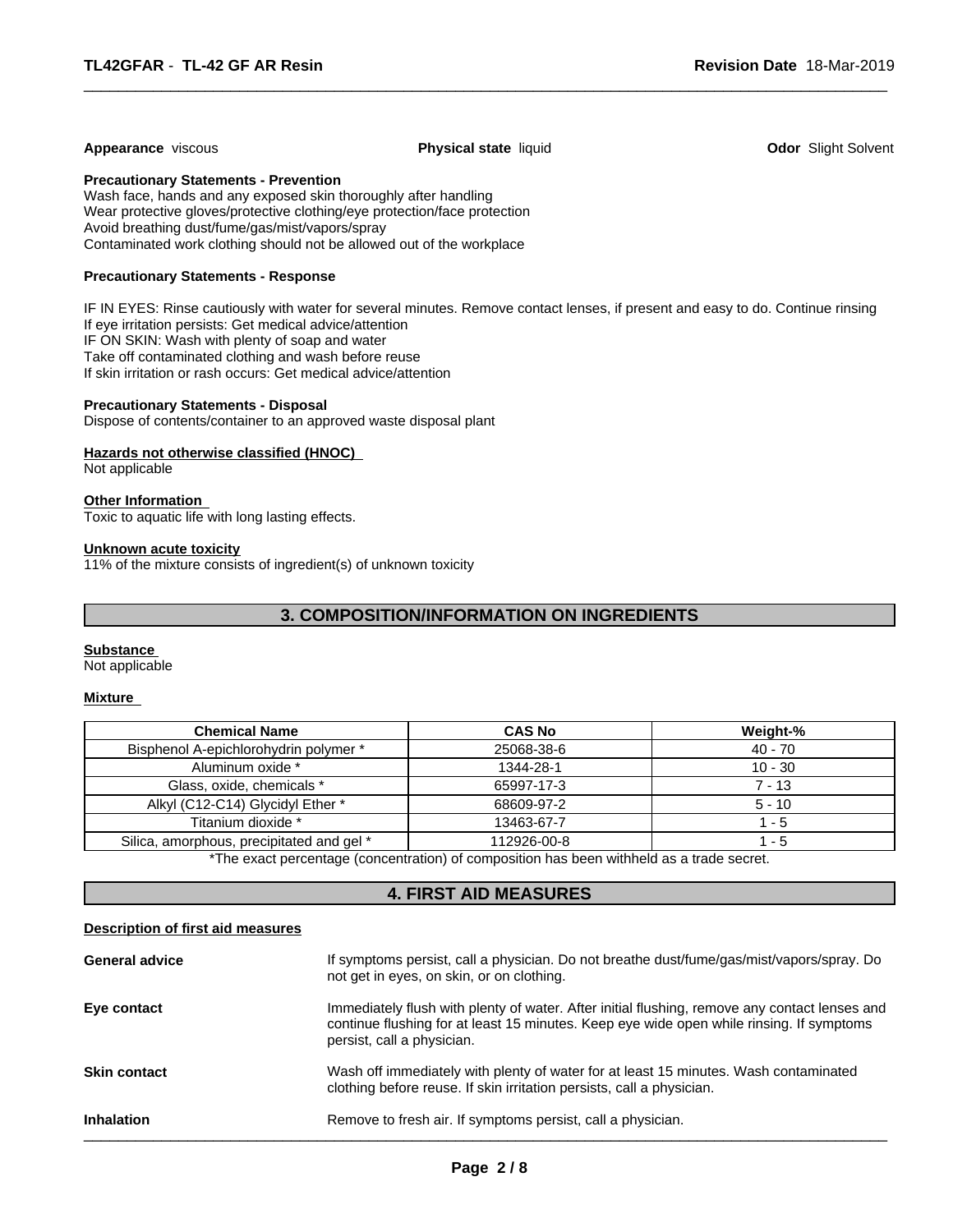**Appearance** viscous **Physical state** liquid **Odor** Slight Solvent

**Precautionary Statements - Prevention**

Wash face, hands and any exposed skin thoroughly after handling
Wear protective gloves/protective clothing/eye protection/face protection
Avoid breathing dust/fume/gas/mist/vapors/spray
Contaminated work clothing should not be allowed out of the workplace

**Precautionary Statements - Response**

IF IN EYES: Rinse cautiously with water for several minutes. Remove contact lenses, if present and easy to do. Continue rinsing
If eye irritation persists: Get medical advice/attention
IF ON SKIN: Wash with plenty of soap and water
Take off contaminated clothing and wash before reuse
If skin irritation or rash occurs: Get medical advice/attention

**Precautionary Statements - Disposal**

Dispose of contents/container to an approved waste disposal plant

**Hazards not otherwise classified (HNOC)**

Not applicable

**Other Information**

Toxic to aquatic life with long lasting effects.

**Unknown acute toxicity**

11% of the mixture consists of ingredient(s) of unknown toxicity

## 3. COMPOSITION/INFORMATION ON INGREDIENTS

**Substance**

Not applicable

**Mixture**

| Chemical Name | CAS No | Weight-% |
|---|---|---|
| Bisphenol A-epichlorohydrin polymer * | 25068-38-6 | 40 - 70 |
| Aluminum oxide * | 1344-28-1 | 10 - 30 |
| Glass, oxide, chemicals * | 65997-17-3 | 7 - 13 |
| Alkyl (C12-C14) Glycidyl Ether * | 68609-97-2 | 5 - 10 |
| Titanium dioxide * | 13463-67-7 | 1 - 5 |
| Silica, amorphous, precipitated and gel * | 112926-00-8 | 1 - 5 |

*The exact percentage (concentration) of composition has been withheld as a trade secret.

## 4. FIRST AID MEASURES

**Description of first aid measures**

**General advice** If symptoms persist, call a physician. Do not breathe dust/fume/gas/mist/vapors/spray. Do not get in eyes, on skin, or on clothing.

**Eye contact** Immediately flush with plenty of water. After initial flushing, remove any contact lenses and continue flushing for at least 15 minutes. Keep eye wide open while rinsing. If symptoms persist, call a physician.

**Skin contact** Wash off immediately with plenty of water for at least 15 minutes. Wash contaminated clothing before reuse. If skin irritation persists, call a physician.

**Inhalation** Remove to fresh air. If symptoms persist, call a physician.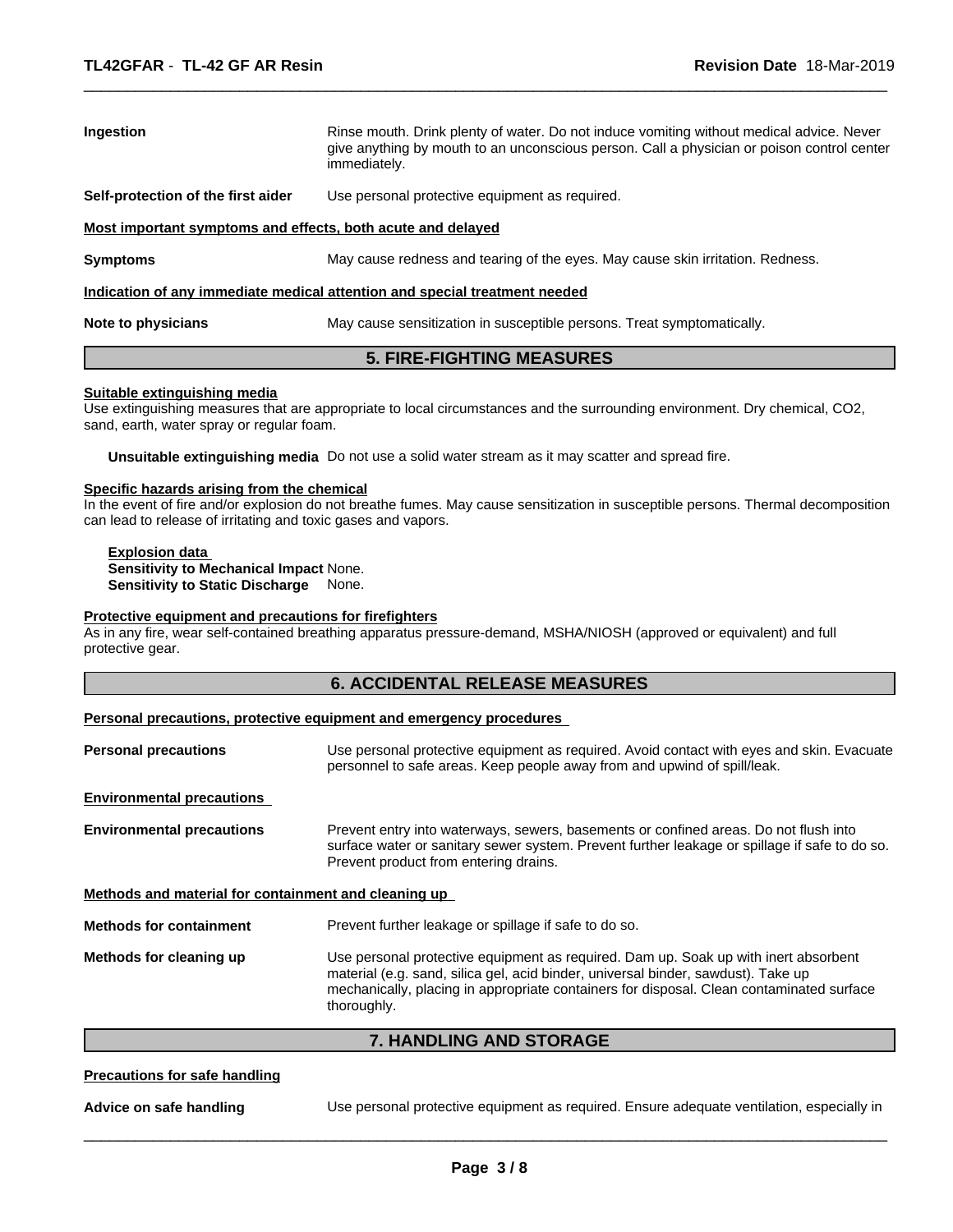**Ingestion** — Rinse mouth. Drink plenty of water. Do not induce vomiting without medical advice. Never give anything by mouth to an unconscious person. Call a physician or poison control center immediately.

**Self-protection of the first aider** — Use personal protective equipment as required.

**Most important symptoms and effects, both acute and delayed**

**Symptoms** — May cause redness and tearing of the eyes. May cause skin irritation. Redness.

**Indication of any immediate medical attention and special treatment needed**

**Note to physicians** — May cause sensitization in susceptible persons. Treat symptomatically.

## 5. FIRE-FIGHTING MEASURES

**Suitable extinguishing media**

Use extinguishing measures that are appropriate to local circumstances and the surrounding environment. Dry chemical, $CO_2$, sand, earth, water spray or regular foam.

**Unsuitable extinguishing media** Do not use a solid water stream as it may scatter and spread fire.

**Specific hazards arising from the chemical**

In the event of fire and/or explosion do not breathe fumes. May cause sensitization in susceptible persons. Thermal decomposition can lead to release of irritating and toxic gases and vapors.

**Explosion data**

**Sensitivity to Mechanical Impact** None.

**Sensitivity to Static Discharge** None.

**Protective equipment and precautions for firefighters**

As in any fire, wear self-contained breathing apparatus pressure-demand, MSHA/NIOSH (approved or equivalent) and full protective gear.

## 6. ACCIDENTAL RELEASE MEASURES

**Personal precautions, protective equipment and emergency procedures**

**Personal precautions** — Use personal protective equipment as required. Avoid contact with eyes and skin. Evacuate personnel to safe areas. Keep people away from and upwind of spill/leak.

**Environmental precautions**

**Environmental precautions** — Prevent entry into waterways, sewers, basements or confined areas. Do not flush into surface water or sanitary sewer system. Prevent further leakage or spillage if safe to do so. Prevent product from entering drains.

**Methods and material for containment and cleaning up**

**Methods for containment** — Prevent further leakage or spillage if safe to do so.

**Methods for cleaning up** — Use personal protective equipment as required. Dam up. Soak up with inert absorbent material (e.g. sand, silica gel, acid binder, universal binder, sawdust). Take up mechanically, placing in appropriate containers for disposal. Clean contaminated surface thoroughly.

## 7. HANDLING AND STORAGE

**Precautions for safe handling**

**Advice on safe handling** — Use personal protective equipment as required. Ensure adequate ventilation, especially in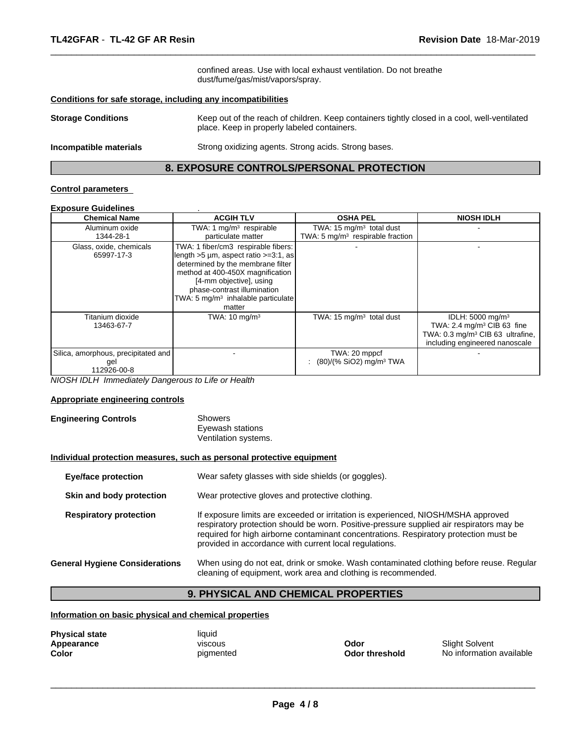confined areas. Use with local exhaust ventilation. Do not breathe dust/fume/gas/mist/vapors/spray.

**Conditions for safe storage, including any incompatibilities**

**Storage Conditions** Keep out of the reach of children. Keep containers tightly closed in a cool, well-ventilated place. Keep in properly labeled containers.

**Incompatible materials** Strong oxidizing agents. Strong acids. Strong bases.

## 8. EXPOSURE CONTROLS/PERSONAL PROTECTION

**Control parameters**

**Exposure Guidelines** .

| Chemical Name | ACGIH TLV | OSHA PEL | NIOSH IDLH |
|---|---|---|---|
| Aluminum oxide 1344-28-1 | TWA: 1 mg/m³ respirable particulate matter | TWA: 15 mg/m³ total dust TWA: 5 mg/m³ respirable fraction | - |
| Glass, oxide, chemicals 65997-17-3 | TWA: 1 fiber/cm3 respirable fibers: length >5 µm, aspect ratio >=3:1, as determined by the membrane filter method at 400-450X magnification [4-mm objective], using phase-contrast illumination TWA: 5 mg/m³ inhalable particulate matter | - | - |
| Titanium dioxide 13463-67-7 | TWA: 10 mg/m³ | TWA: 15 mg/m³ total dust | IDLH: 5000 mg/m³ TWA: 2.4 mg/m³ CIB 63 fine TWA: 0.3 mg/m³ CIB 63 ultrafine, including engineered nanoscale |
| Silica, amorphous, precipitated and gel 112926-00-8 | - | TWA: 20 mppcf : (80)/(% SiO2) mg/m³ TWA | - |

*NIOSH IDLH Immediately Dangerous to Life or Health*

**Appropriate engineering controls**

**Engineering Controls** Showers
Eyewash stations
Ventilation systems.

**Individual protection measures, such as personal protective equipment**

**Eye/face protection** Wear safety glasses with side shields (or goggles).

**Skin and body protection** Wear protective gloves and protective clothing.

**Respiratory protection** If exposure limits are exceeded or irritation is experienced, NIOSH/MSHA approved respiratory protection should be worn. Positive-pressure supplied air respirators may be required for high airborne contaminant concentrations. Respiratory protection must be provided in accordance with current local regulations.

**General Hygiene Considerations** When using do not eat, drink or smoke. Wash contaminated clothing before reuse. Regular cleaning of equipment, work area and clothing is recommended.

## 9. PHYSICAL AND CHEMICAL PROPERTIES

**Information on basic physical and chemical properties**

**Physical state** liquid
**Appearance** viscous
**Color** pigmented

**Odor** Slight Solvent
**Odor threshold** No information available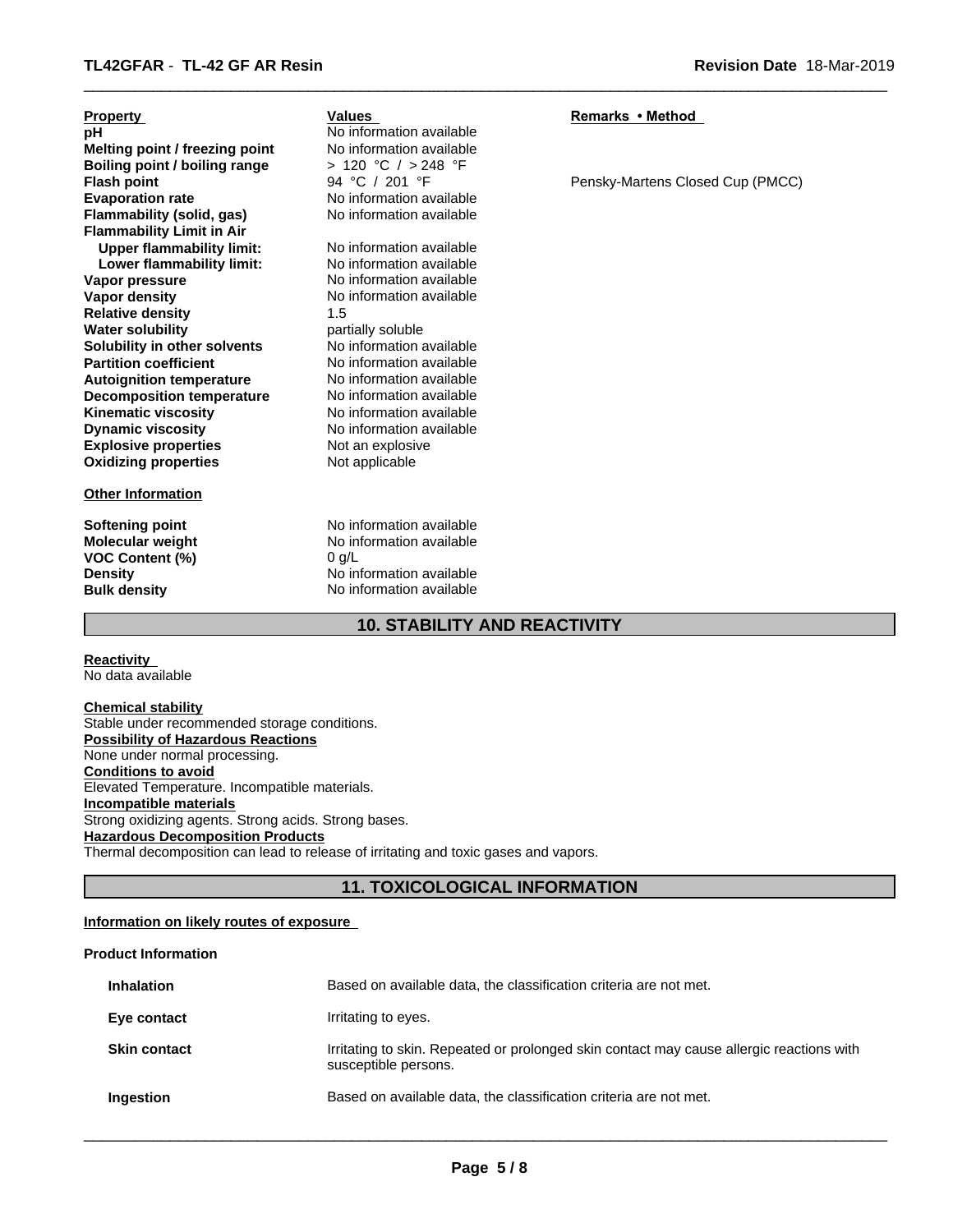| Property | Values | Remarks • Method |
|---|---|---|
| **pH** | No information available | |
| **Melting point / freezing point** | No information available | |
| **Boiling point / boiling range** | > 120 °C / > 248 °F | |
| **Flash point** | 94 °C / 201 °F | Pensky-Martens Closed Cup (PMCC) |
| **Evaporation rate** | No information available | |
| **Flammability (solid, gas)** | No information available | |
| **Flammability Limit in Air** | | |
| **Upper flammability limit:** | No information available | |
| **Lower flammability limit:** | No information available | |
| **Vapor pressure** | No information available | |
| **Vapor density** | No information available | |
| **Relative density** | 1.5 | |
| **Water solubility** | partially soluble | |
| **Solubility in other solvents** | No information available | |
| **Partition coefficient** | No information available | |
| **Autoignition temperature** | No information available | |
| **Decomposition temperature** | No information available | |
| **Kinematic viscosity** | No information available | |
| **Dynamic viscosity** | No information available | |
| **Explosive properties** | Not an explosive | |
| **Oxidizing properties** | Not applicable | |

**Other Information**

| | |
|---|---|
| **Softening point** | No information available |
| **Molecular weight** | No information available |
| **VOC Content (%)** | 0 g/L |
| **Density** | No information available |
| **Bulk density** | No information available |

## 10. STABILITY AND REACTIVITY

**Reactivity**
No data available

**Chemical stability**
Stable under recommended storage conditions.

**Possibility of Hazardous Reactions**
None under normal processing.

**Conditions to avoid**
Elevated Temperature. Incompatible materials.

**Incompatible materials**
Strong oxidizing agents. Strong acids. Strong bases.

**Hazardous Decomposition Products**
Thermal decomposition can lead to release of irritating and toxic gases and vapors.

## 11. TOXICOLOGICAL INFORMATION

**Information on likely routes of exposure**

**Product Information**

| | |
|---|---|
| **Inhalation** | Based on available data, the classification criteria are not met. |
| **Eye contact** | Irritating to eyes. |
| **Skin contact** | Irritating to skin. Repeated or prolonged skin contact may cause allergic reactions with susceptible persons. |
| **Ingestion** | Based on available data, the classification criteria are not met. |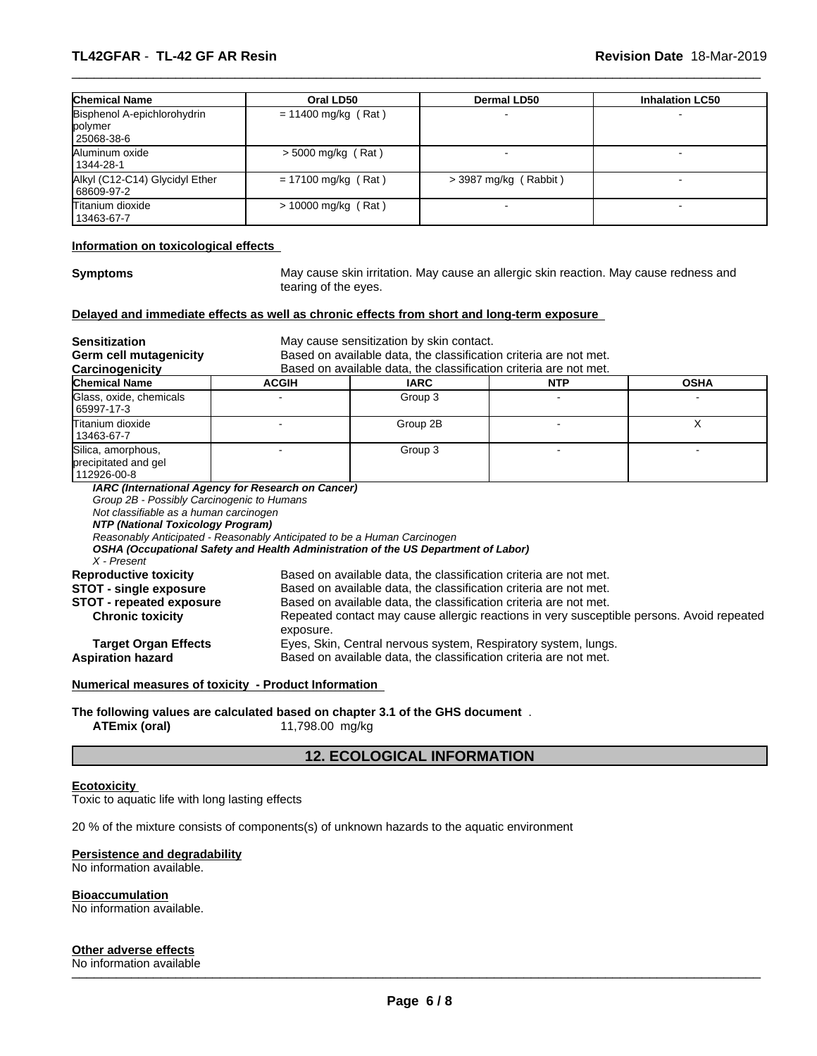| Chemical Name | Oral LD50 | Dermal LD50 | Inhalation LC50 |
|---|---|---|---|
| Bisphenol A-epichlorohydrin polymer 25068-38-6 | = 11400 mg/kg ( Rat ) | - | - |
| Aluminum oxide 1344-28-1 | > 5000 mg/kg ( Rat ) | - | - |
| Alkyl (C12-C14) Glycidyl Ether 68609-97-2 | = 17100 mg/kg ( Rat ) | > 3987 mg/kg ( Rabbit ) | - |
| Titanium dioxide 13463-67-7 | > 10000 mg/kg ( Rat ) | - | - |

**Information on toxicological effects**

**Symptoms** May cause skin irritation. May cause an allergic skin reaction. May cause redness and tearing of the eyes.

**Delayed and immediate effects as well as chronic effects from short and long-term exposure**

**Sensitization** May cause sensitization by skin contact.
**Germ cell mutagenicity** Based on available data, the classification criteria are not met.
**Carcinogenicity** Based on available data, the classification criteria are not met.

| Chemical Name | ACGIH | IARC | NTP | OSHA |
|---|---|---|---|---|
| Glass, oxide, chemicals 65997-17-3 | - | Group 3 | - | - |
| Titanium dioxide 13463-67-7 | - | Group 2B | - | X |
| Silica, amorphous, precipitated and gel 112926-00-8 | - | Group 3 | - | - |

***IARC (International Agency for Research on Cancer)***
*Group 2B - Possibly Carcinogenic to Humans*
*Not classifiable as a human carcinogen*
***NTP (National Toxicology Program)***
*Reasonably Anticipated - Reasonably Anticipated to be a Human Carcinogen*
***OSHA (Occupational Safety and Health Administration of the US Department of Labor)***
*X - Present*

**Reproductive toxicity** Based on available data, the classification criteria are not met.
**STOT - single exposure** Based on available data, the classification criteria are not met.
**STOT - repeated exposure** Based on available data, the classification criteria are not met.
**Chronic toxicity** Repeated contact may cause allergic reactions in very susceptible persons. Avoid repeated exposure.
**Target Organ Effects** Eyes, Skin, Central nervous system, Respiratory system, lungs.
**Aspiration hazard** Based on available data, the classification criteria are not met.

**Numerical measures of toxicity - Product Information**

**The following values are calculated based on chapter 3.1 of the GHS document** .
**ATEmix (oral)** 11,798.00 mg/kg

## 12. ECOLOGICAL INFORMATION

**Ecotoxicity**
Toxic to aquatic life with long lasting effects

20 % of the mixture consists of components(s) of unknown hazards to the aquatic environment

**Persistence and degradability**
No information available.

**Bioaccumulation**
No information available.

**Other adverse effects**
No information available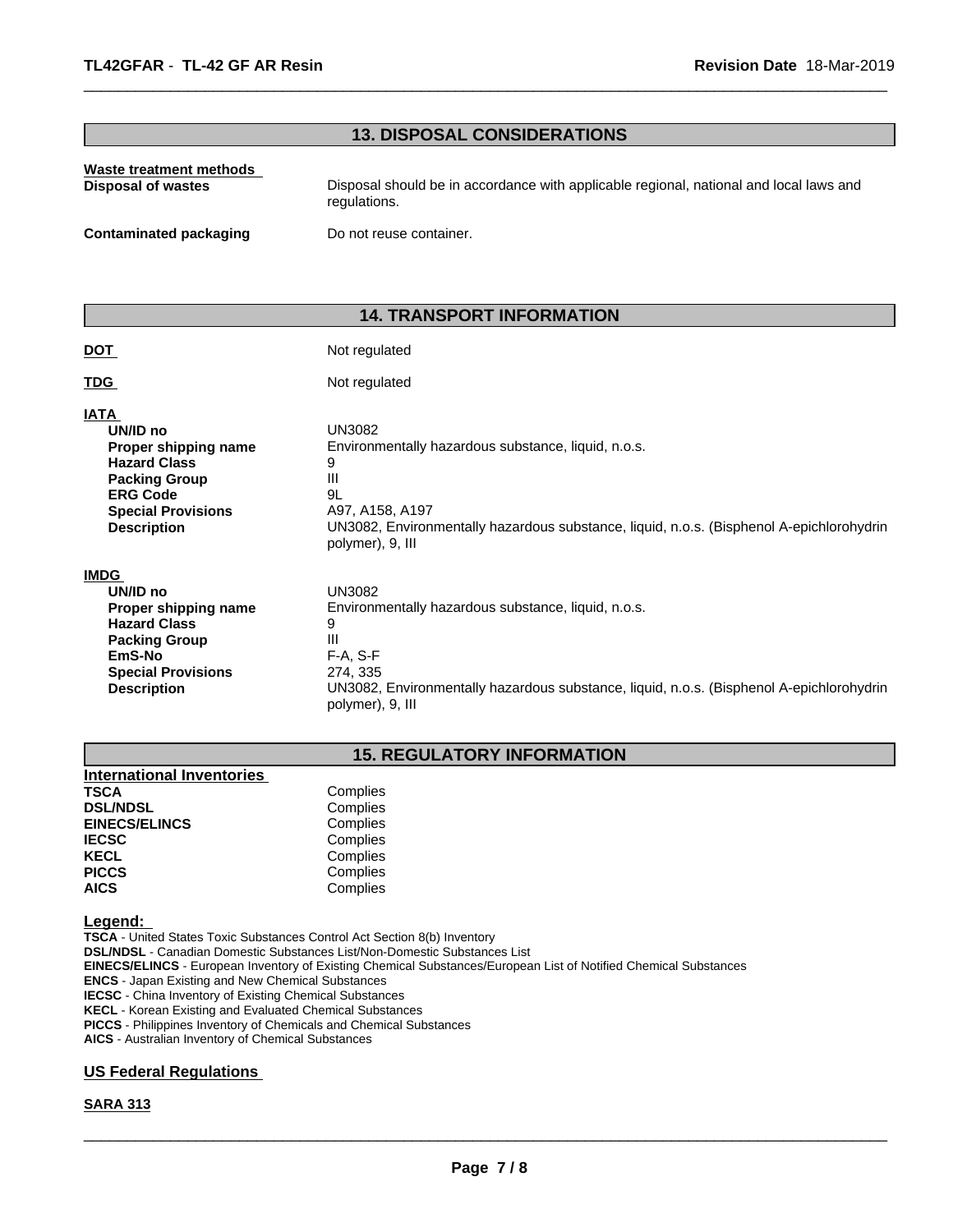## 13. DISPOSAL CONSIDERATIONS

**Waste treatment methods**

| | |
|---|---|
| **Disposal of wastes** | Disposal should be in accordance with applicable regional, national and local laws and regulations. |
| **Contaminated packaging** | Do not reuse container. |

## 14. TRANSPORT INFORMATION

| | |
|---|---|
| **DOT** | Not regulated |
| **TDG** | Not regulated |

**IATA**

| | |
|---|---|
| **UN/ID no** | UN3082 |
| **Proper shipping name** | Environmentally hazardous substance, liquid, n.o.s. |
| **Hazard Class** | 9 |
| **Packing Group** | III |
| **ERG Code** | 9L |
| **Special Provisions** | A97, A158, A197 |
| **Description** | UN3082, Environmentally hazardous substance, liquid, n.o.s. (Bisphenol A-epichlorohydrin polymer), 9, III |

**IMDG**

| | |
|---|---|
| **UN/ID no** | UN3082 |
| **Proper shipping name** | Environmentally hazardous substance, liquid, n.o.s. |
| **Hazard Class** | 9 |
| **Packing Group** | III |
| **EmS-No** | F-A, S-F |
| **Special Provisions** | 274, 335 |
| **Description** | UN3082, Environmentally hazardous substance, liquid, n.o.s. (Bisphenol A-epichlorohydrin polymer), 9, III |

## 15. REGULATORY INFORMATION

**International Inventories**

| | |
|---|---|
| **TSCA** | Complies |
| **DSL/NDSL** | Complies |
| **EINECS/ELINCS** | Complies |
| **IECSC** | Complies |
| **KECL** | Complies |
| **PICCS** | Complies |
| **AICS** | Complies |

**Legend:**

**TSCA** - United States Toxic Substances Control Act Section 8(b) Inventory
**DSL/NDSL** - Canadian Domestic Substances List/Non-Domestic Substances List
**EINECS/ELINCS** - European Inventory of Existing Chemical Substances/European List of Notified Chemical Substances
**ENCS** - Japan Existing and New Chemical Substances
**IECSC** - China Inventory of Existing Chemical Substances
**KECL** - Korean Existing and Evaluated Chemical Substances
**PICCS** - Philippines Inventory of Chemicals and Chemical Substances
**AICS** - Australian Inventory of Chemical Substances

**US Federal Regulations**

**SARA 313**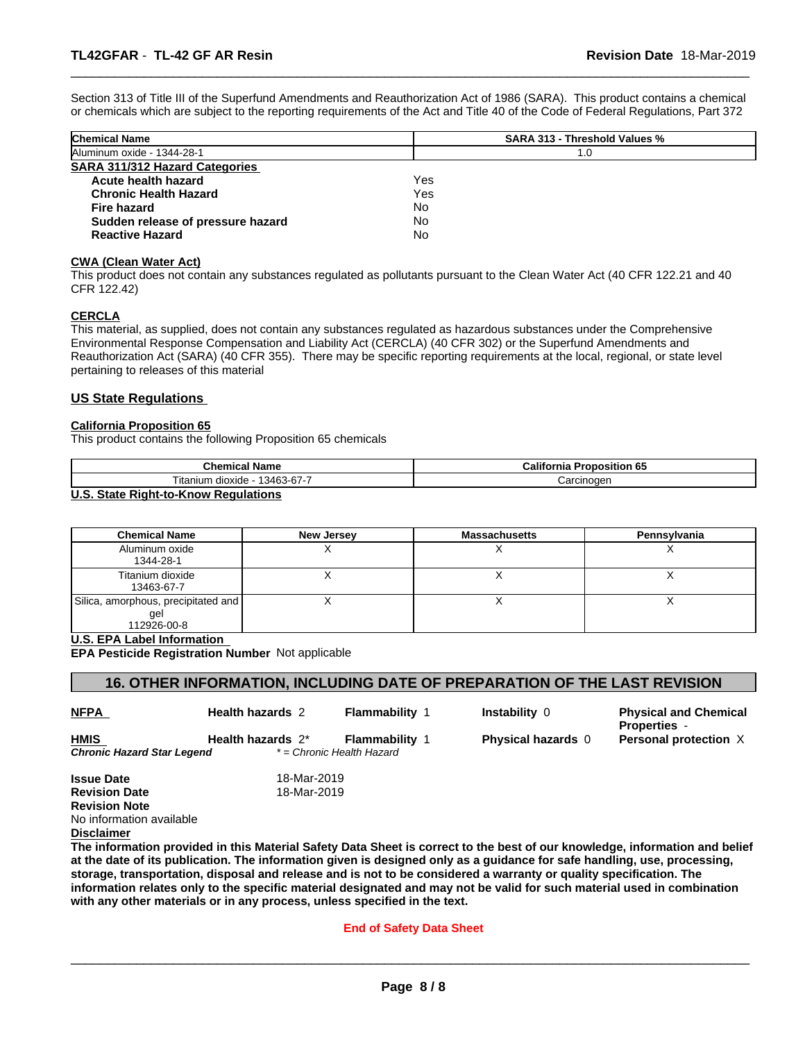Section 313 of Title III of the Superfund Amendments and Reauthorization Act of 1986 (SARA). This product contains a chemical or chemicals which are subject to the reporting requirements of the Act and Title 40 of the Code of Federal Regulations, Part 372

| Chemical Name | SARA 313 - Threshold Values % |
|---|---|
| Aluminum oxide - 1344-28-1 | 1.0 |

**SARA 311/312 Hazard Categories**

| | |
|---|---|
| **Acute health hazard** | Yes |
| **Chronic Health Hazard** | Yes |
| **Fire hazard** | No |
| **Sudden release of pressure hazard** | No |
| **Reactive Hazard** | No |

**CWA (Clean Water Act)**

This product does not contain any substances regulated as pollutants pursuant to the Clean Water Act (40 CFR 122.21 and 40 CFR 122.42)

**CERCLA**

This material, as supplied, does not contain any substances regulated as hazardous substances under the Comprehensive Environmental Response Compensation and Liability Act (CERCLA) (40 CFR 302) or the Superfund Amendments and Reauthorization Act (SARA) (40 CFR 355). There may be specific reporting requirements at the local, regional, or state level pertaining to releases of this material

## US State Regulations

**California Proposition 65**

This product contains the following Proposition 65 chemicals

| Chemical Name | California Proposition 65 |
|---|---|
| Titanium dioxide - 13463-67-7 | Carcinogen |

**U.S. State Right-to-Know Regulations**

| Chemical Name | New Jersey | Massachusetts | Pennsylvania |
|---|---|---|---|
| Aluminum oxide 1344-28-1 | X | X | X |
| Titanium dioxide 13463-67-7 | X | X | X |
| Silica, amorphous, precipitated and gel 112926-00-8 | X | X | X |

**U.S. EPA Label Information**

**EPA Pesticide Registration Number** Not applicable

## 16. OTHER INFORMATION, INCLUDING DATE OF PREPARATION OF THE LAST REVISION

| | | | | |
|---|---|---|---|---|
| **NFPA** | **Health hazards** 2 | **Flammability** 1 | **Instability** 0 | **Physical and Chemical Properties** - |
| **HMIS** | **Health hazards** 2* | **Flammability** 1 | **Physical hazards** 0 | **Personal protection** X |

***Chronic Hazard Star Legend*** *\* = Chronic Health Hazard*

**Issue Date** 18-Mar-2019
**Revision Date** 18-Mar-2019
**Revision Note**
No information available

**Disclaimer**

**The information provided in this Material Safety Data Sheet is correct to the best of our knowledge, information and belief at the date of its publication. The information given is designed only as a guidance for safe handling, use, processing, storage, transportation, disposal and release and is not to be considered a warranty or quality specification. The information relates only to the specific material designated and may not be valid for such material used in combination with any other materials or in any process, unless specified in the text.**

**End of Safety Data Sheet**